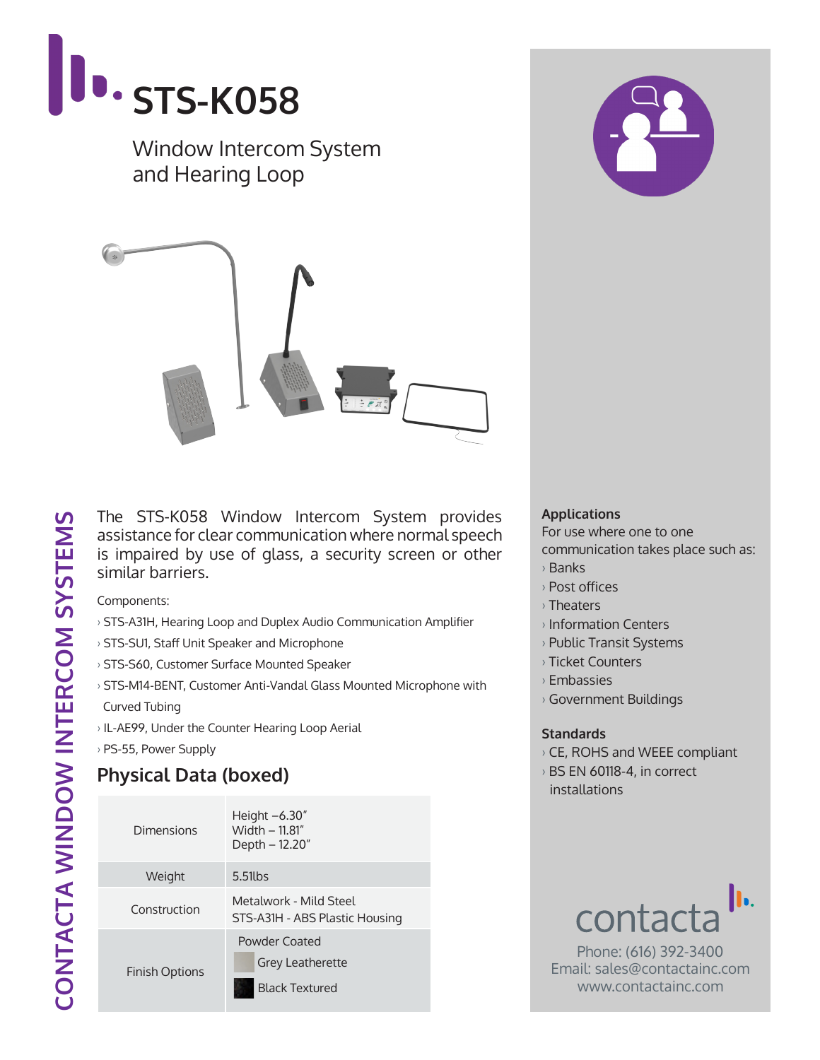# STS-K058

Window Intercom System and Hearing Loop

CONTACTA WINDOW INTERCOM SYSTEMS

The STS-K058 Window Intercom System provides assistance for clear communication where normal speech is impaired by use of glass, a security screen or other similar barriers.

Components:

- STS-A31H, Hearing Loop and Duplex Audio Communication Amplifier
- STS-SU1, Staff Unit Speaker and Microphone
- STS-S60, Customer Surface Mounted Speaker
- STS-M14-BENT, Customer Anti-Vandal Glass Mounted Microphone with Curved Tubing
- IL-AE99, Under the Counter Hearing Loop Aerial
- PS-55, Power Supply

## Physical Data (boxed)

| | |
|---|---|
| Dimensions | Height –6.30″<br>Width – 11.81″<br>Depth – 12.20″ |
| Weight | 5.51lbs |
| Construction | Metalwork - Mild Steel<br>STS-A31H - ABS Plastic Housing |
| Finish Options | Powder Coated<br>Grey Leatherette<br>Black Textured |

**Applications**

For use where one to one communication takes place such as:

- Banks
- Post offices
- Theaters
- Information Centers
- Public Transit Systems
- Ticket Counters
- Embassies
- Government Buildings

**Standards**

- CE, ROHS and WEEE compliant
- BS EN 60118-4, in correct installations

contacta

Phone: (616) 392-3400
Email: sales@contactainc.com
www.contactainc.com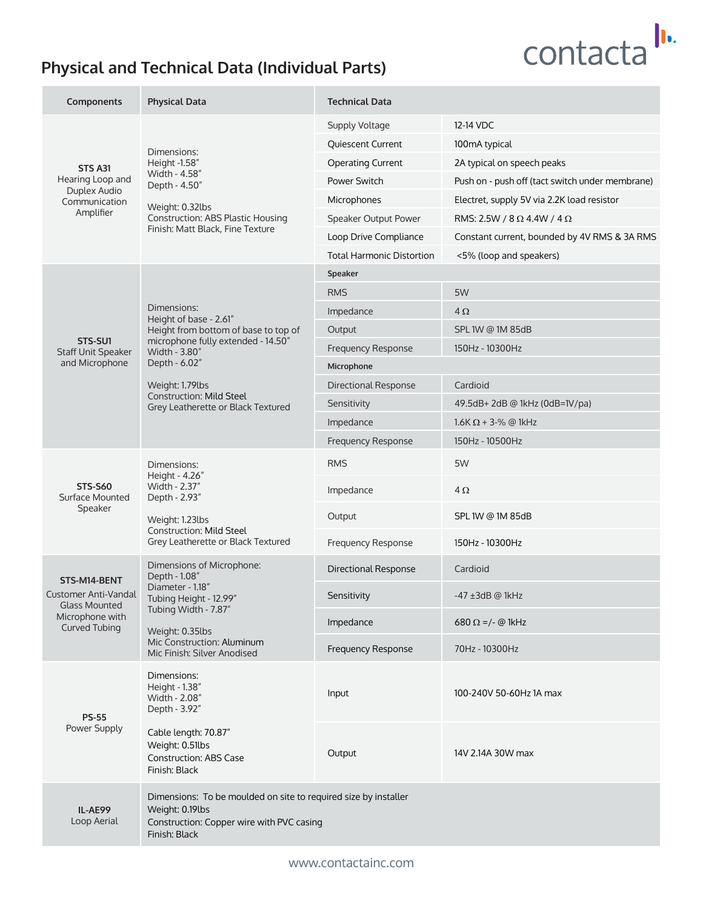## Physical and Technical Data (Individual Parts)

| Components | Physical Data | Technical Data | |
|---|---|---|---|
| **STS A31** Hearing Loop and Duplex Audio Communication Amplifier | Dimensions: Height -1.58" Width - 4.58" Depth - 4.50" Weight: 0.32lbs Construction: ABS Plastic Housing Finish: Matt Black, Fine Texture | Supply Voltage | 12-14 VDC |
| | | Quiescent Current | 100mA typical |
| | | Operating Current | 2A typical on speech peaks |
| | | Power Switch | Push on - push off (tact switch under membrane) |
| | | Microphones | Electret, supply 5V via 2.2K load resistor |
| | | Speaker Output Power | RMS: 2.5W / 8 Ω 4.4W / 4 Ω |
| | | Loop Drive Compliance | Constant current, bounded by 4V RMS & 3A RMS |
| | | Total Harmonic Distortion | <5% (loop and speakers) |
| **STS-SU1** Staff Unit Speaker and Microphone | Dimensions: Height of base - 2.61" Height from bottom of base to top of microphone fully extended - 14.50" Width - 3.80" Depth - 6.02" Weight: 1.79lbs Construction: Mild Steel Grey Leatherette or Black Textured | **Speaker** | |
| | | RMS | 5W |
| | | Impedance | 4 Ω |
| | | Output | SPL 1W @ 1M 85dB |
| | | Frequency Response | 150Hz - 10300Hz |
| | | **Microphone** | |
| | | Directional Response | Cardioid |
| | | Sensitivity | 49.5dB+ 2dB @ 1kHz (0dB=1V/pa) |
| | | Impedance | 1.6K Ω + 3-% @ 1kHz |
| | | Frequency Response | 150Hz - 10500Hz |
| **STS-S60** Surface Mounted Speaker | Dimensions: Height - 4.26" Width - 2.37" Depth - 2.93" Weight: 1.23lbs Construction: Mild Steel Grey Leatherette or Black Textured | RMS | 5W |
| | | Impedance | 4 Ω |
| | | Output | SPL 1W @ 1M 85dB |
| | | Frequency Response | 150Hz - 10300Hz |
| **STS-M14-BENT** Customer Anti-Vandal Glass Mounted Microphone with Curved Tubing | Dimensions of Microphone: Depth - 1.08" Diameter - 1.18" Tubing Height - 12.99" Tubing Width - 7.87" Weight: 0.35lbs Mic Construction: Aluminum Mic Finish: Silver Anodised | Directional Response | Cardioid |
| | | Sensitivity | -47 ±3dB @ 1kHz |
| | | Impedance | 680 Ω =/- @ 1kHz |
| | | Frequency Response | 70Hz - 10300Hz |
| **PS-55** Power Supply | Dimensions: Height - 1.38" Width - 2.08" Depth - 3.92" Cable length: 70.87" Weight: 0.51lbs Construction: ABS Case Finish: Black | Input | 100-240V 50-60Hz 1A max |
| | | Output | 14V 2.14A 30W max |
| **IL-AE99** Loop Aerial | Dimensions: To be moulded on site to required size by installer Weight: 0.19lbs Construction: Copper wire with PVC casing Finish: Black | | |

www.contactainc.com